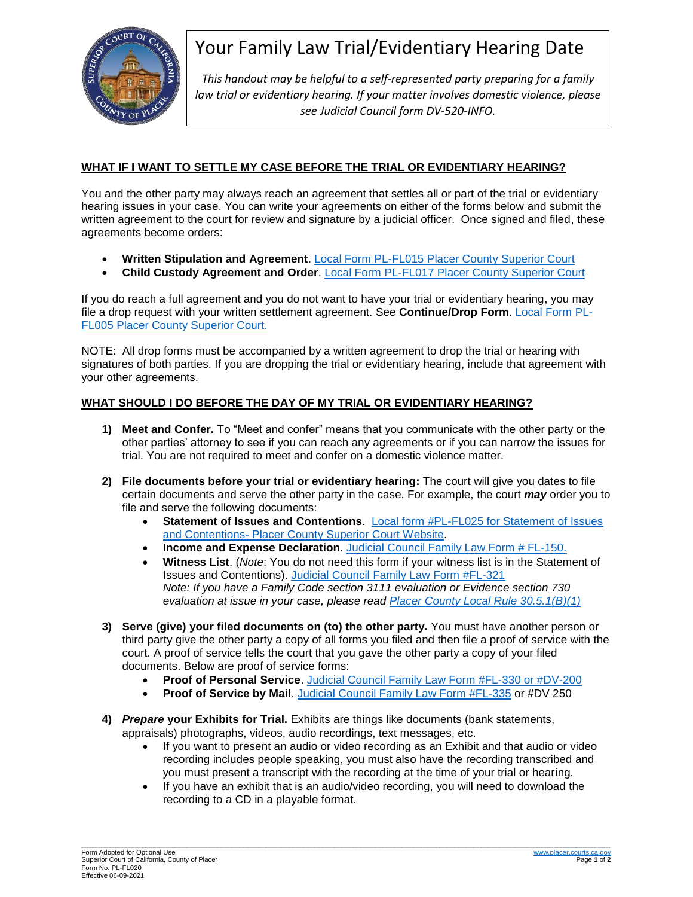# Your Family Law Trial/Evidentiary Hearing Date

*This handout may be helpful to a self-represented party preparing for a family law trial or evidentiary hearing. If your matter involves domestic violence, please see Judicial Council form DV-520-INFO.*

## WHAT IF I WANT TO SETTLE MY CASE BEFORE THE TRIAL OR EVIDENTIARY HEARING?

You and the other party may always reach an agreement that settles all or part of the trial or evidentiary hearing issues in your case. You can write your agreements on either of the forms below and submit the written agreement to the court for review and signature by a judicial officer. Once signed and filed, these agreements become orders:

- **Written Stipulation and Agreement**. Local Form PL-FL015 Placer County Superior Court
- **Child Custody Agreement and Order**. Local Form PL-FL017 Placer County Superior Court

If you do reach a full agreement and you do not want to have your trial or evidentiary hearing, you may file a drop request with your written settlement agreement. See **Continue/Drop Form**. Local Form PL-FL005 Placer County Superior Court.

NOTE: All drop forms must be accompanied by a written agreement to drop the trial or hearing with signatures of both parties. If you are dropping the trial or evidentiary hearing, include that agreement with your other agreements.

## WHAT SHOULD I DO BEFORE THE DAY OF MY TRIAL OR EVIDENTIARY HEARING?

1) **Meet and Confer.** To "Meet and confer" means that you communicate with the other party or the other parties' attorney to see if you can reach any agreements or if you can narrow the issues for trial. You are not required to meet and confer on a domestic violence matter.

2) **File documents before your trial or evidentiary hearing:** The court will give you dates to file certain documents and serve the other party in the case. For example, the court ***may*** order you to file and serve the following documents:
   - **Statement of Issues and Contentions**. Local form #PL-FL025 for Statement of Issues and Contentions- Placer County Superior Court Website.
   - **Income and Expense Declaration**. Judicial Council Family Law Form # FL-150.
   - **Witness List**. (*Note*: You do not need this form if your witness list is in the Statement of Issues and Contentions). Judicial Council Family Law Form #FL-321
     *Note: If you have a Family Code section 3111 evaluation or Evidence section 730 evaluation at issue in your case, please read Placer County Local Rule 30.5.1(B)(1)*

3) **Serve (give) your filed documents on (to) the other party.** You must have another person or third party give the other party a copy of all forms you filed and then file a proof of service with the court. A proof of service tells the court that you gave the other party a copy of your filed documents. Below are proof of service forms:
   - **Proof of Personal Service**. Judicial Council Family Law Form #FL-330 or #DV-200
   - **Proof of Service by Mail**. Judicial Council Family Law Form #FL-335 or #DV 250

4) ***Prepare*** **your Exhibits for Trial.** Exhibits are things like documents (bank statements, appraisals) photographs, videos, audio recordings, text messages, etc.
   - If you want to present an audio or video recording as an Exhibit and that audio or video recording includes people speaking, you must also have the recording transcribed and you must present a transcript with the recording at the time of your trial or hearing.
   - If you have an exhibit that is an audio/video recording, you will need to download the recording to a CD in a playable format.

Form Adopted for Optional Use
Superior Court of California, County of Placer
Form No. PL-FL020
Effective 06-09-2021

www.placer.courts.ca.gov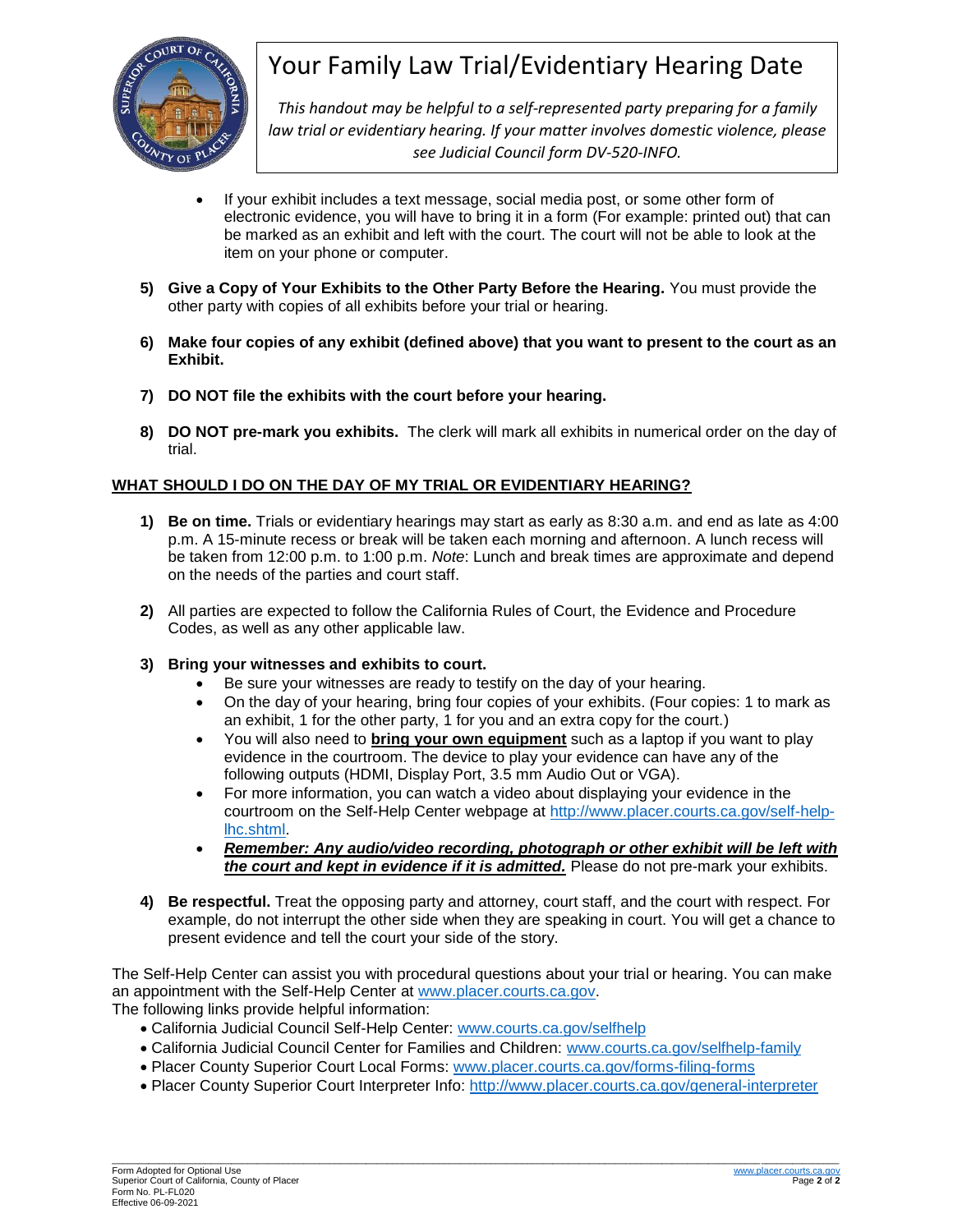# Your Family Law Trial/Evidentiary Hearing Date

*This handout may be helpful to a self-represented party preparing for a family law trial or evidentiary hearing. If your matter involves domestic violence, please see Judicial Council form DV-520-INFO.*

- If your exhibit includes a text message, social media post, or some other form of electronic evidence, you will have to bring it in a form (For example: printed out) that can be marked as an exhibit and left with the court. The court will not be able to look at the item on your phone or computer.

5) **Give a Copy of Your Exhibits to the Other Party Before the Hearing.** You must provide the other party with copies of all exhibits before your trial or hearing.

6) **Make four copies of any exhibit (defined above) that you want to present to the court as an Exhibit.**

7) **DO NOT file the exhibits with the court before your hearing.**

8) **DO NOT pre-mark you exhibits.** The clerk will mark all exhibits in numerical order on the day of trial.

## WHAT SHOULD I DO ON THE DAY OF MY TRIAL OR EVIDENTIARY HEARING?

1) **Be on time.** Trials or evidentiary hearings may start as early as 8:30 a.m. and end as late as 4:00 p.m. A 15-minute recess or break will be taken each morning and afternoon. A lunch recess will be taken from 12:00 p.m. to 1:00 p.m. *Note*: Lunch and break times are approximate and depend on the needs of the parties and court staff.

2) All parties are expected to follow the California Rules of Court, the Evidence and Procedure Codes, as well as any other applicable law.

3) **Bring your witnesses and exhibits to court.**
   - Be sure your witnesses are ready to testify on the day of your hearing.
   - On the day of your hearing, bring four copies of your exhibits. (Four copies: 1 to mark as an exhibit, 1 for the other party, 1 for you and an extra copy for the court.)
   - You will also need to **bring your own equipment** such as a laptop if you want to play evidence in the courtroom. The device to play your evidence can have any of the following outputs (HDMI, Display Port, 3.5 mm Audio Out or VGA).
   - For more information, you can watch a video about displaying your evidence in the courtroom on the Self-Help Center webpage at http://www.placer.courts.ca.gov/self-help-lhc.shtml.
   - ***Remember: Any audio/video recording, photograph or other exhibit will be left with the court and kept in evidence if it is admitted.*** Please do not pre-mark your exhibits.

4) **Be respectful.** Treat the opposing party and attorney, court staff, and the court with respect. For example, do not interrupt the other side when they are speaking in court. You will get a chance to present evidence and tell the court your side of the story.

The Self-Help Center can assist you with procedural questions about your trial or hearing. You can make an appointment with the Self-Help Center at www.placer.courts.ca.gov.
The following links provide helpful information:

- California Judicial Council Self-Help Center: www.courts.ca.gov/selfhelp
- California Judicial Council Center for Families and Children: www.courts.ca.gov/selfhelp-family
- Placer County Superior Court Local Forms: www.placer.courts.ca.gov/forms-filing-forms
- Placer County Superior Court Interpreter Info: http://www.placer.courts.ca.gov/general-interpreter

Form Adopted for Optional Use
Superior Court of California, County of Placer
Form No. PL-FL020
Effective 06-09-2021